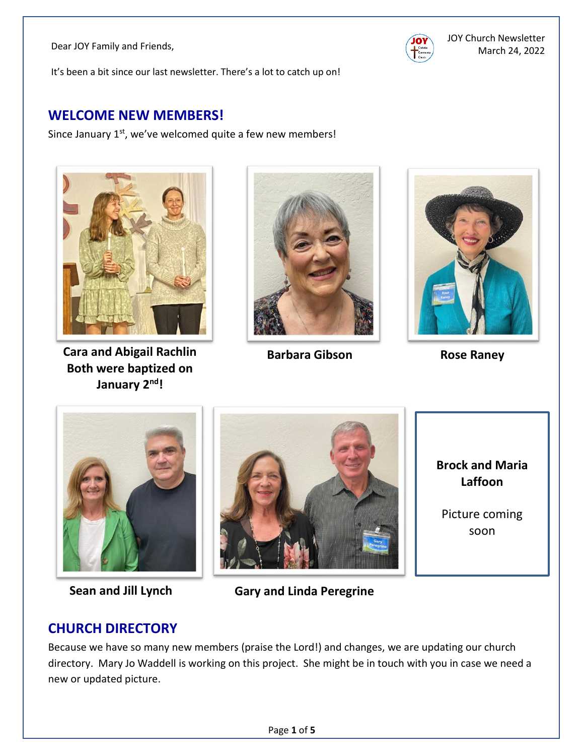Dear JOY Family and Friends,

JOY Church Newsletter
March 24, 2022

It's been a bit since our last newsletter. There's a lot to catch up on!

## WELCOME NEW MEMBERS!

Since January 1st, we've welcomed quite a few new members!

**Cara and Abigail Rachlin**
**Both were baptized on January 2nd!**

**Barbara Gibson**

**Rose Raney**

**Sean and Jill Lynch**

**Gary and Linda Peregrine**

**Brock and Maria Laffoon**

Picture coming soon

## CHURCH DIRECTORY

Because we have so many new members (praise the Lord!) and changes, we are updating our church directory. Mary Jo Waddell is working on this project. She might be in touch with you in case we need a new or updated picture.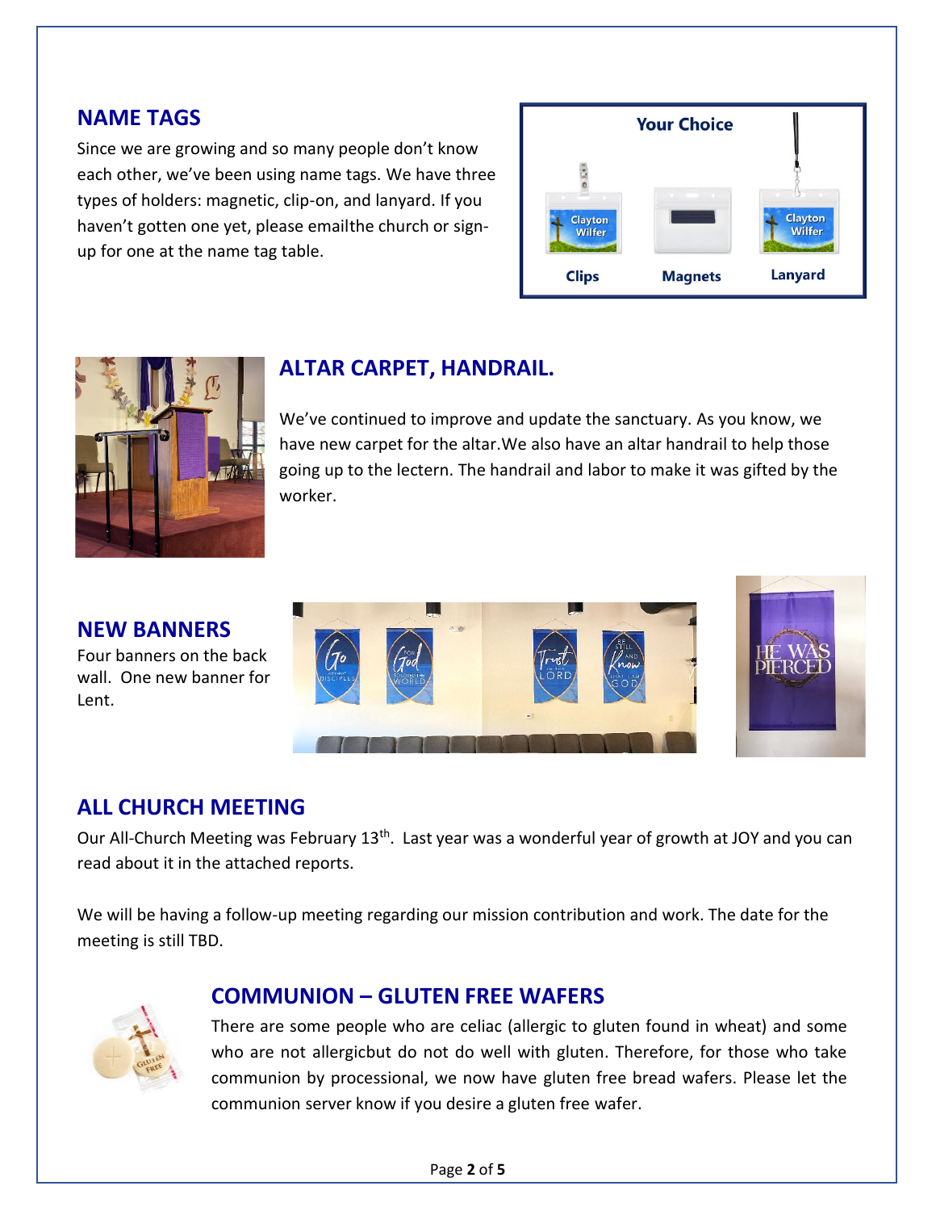## NAME TAGS

Since we are growing and so many people don't know each other, we've been using name tags. We have three types of holders: magnetic, clip-on, and lanyard. If you haven't gotten one yet, please emailthe church or sign-up for one at the name tag table.

## ALTAR CARPET, HANDRAIL.

We've continued to improve and update the sanctuary. As you know, we have new carpet for the altar.We also have an altar handrail to help those going up to the lectern. The handrail and labor to make it was gifted by the worker.

## NEW BANNERS

Four banners on the back wall. One new banner for Lent.

## ALL CHURCH MEETING

Our All-Church Meeting was February 13th. Last year was a wonderful year of growth at JOY and you can read about it in the attached reports.

We will be having a follow-up meeting regarding our mission contribution and work. The date for the meeting is still TBD.

## COMMUNION – GLUTEN FREE WAFERS

There are some people who are celiac (allergic to gluten found in wheat) and some who are not allergicbut do not do well with gluten. Therefore, for those who take communion by processional, we now have gluten free bread wafers. Please let the communion server know if you desire a gluten free wafer.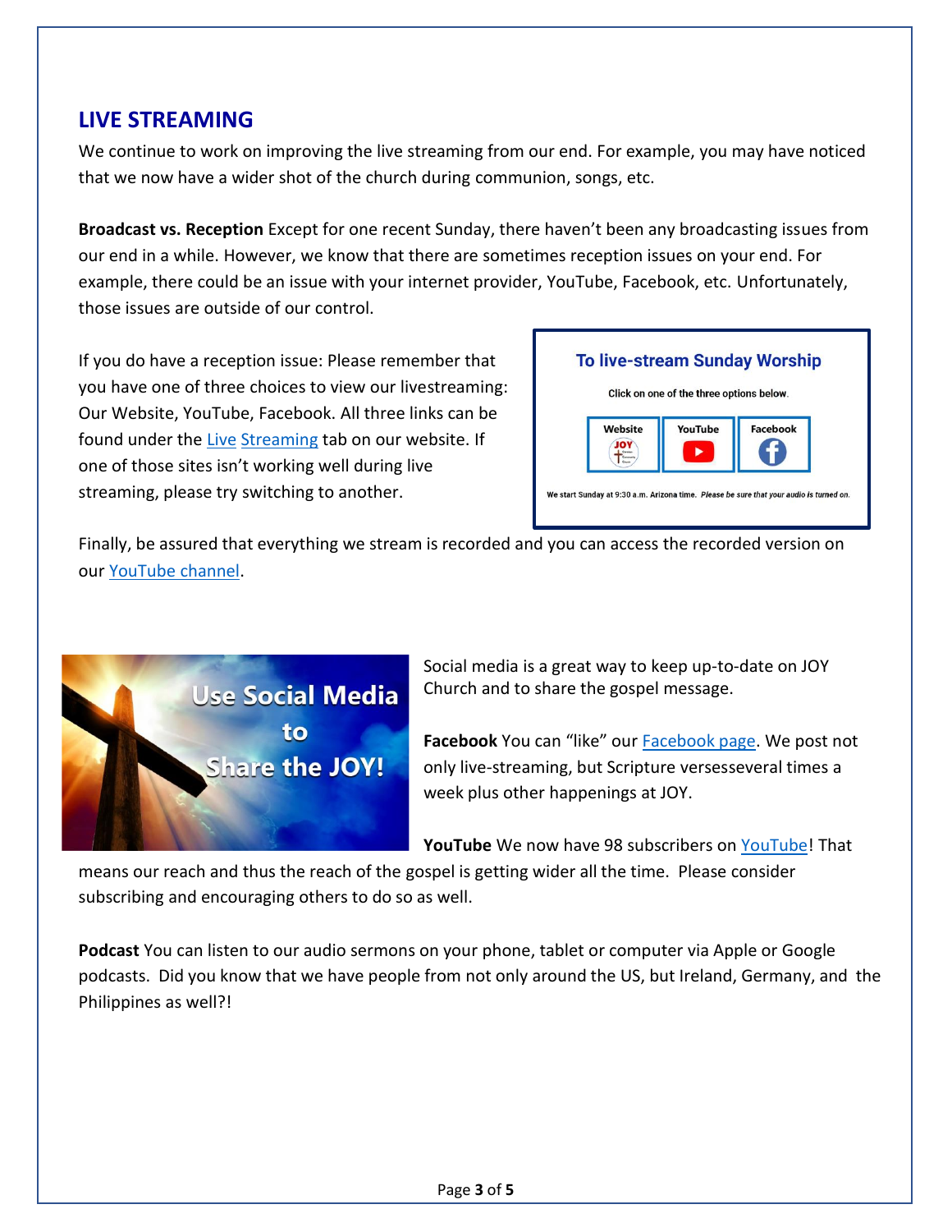## LIVE STREAMING

We continue to work on improving the live streaming from our end. For example, you may have noticed that we now have a wider shot of the church during communion, songs, etc.

**Broadcast vs. Reception** Except for one recent Sunday, there haven't been any broadcasting issues from our end in a while. However, we know that there are sometimes reception issues on your end. For example, there could be an issue with your internet provider, YouTube, Facebook, etc. Unfortunately, those issues are outside of our control.

If you do have a reception issue: Please remember that you have one of three choices to view our livestreaming: Our Website, YouTube, Facebook. All three links can be found under the Live Streaming tab on our website. If one of those sites isn't working well during live streaming, please try switching to another.

**To live-stream Sunday Worship**

Click on one of the three options below.

| Website | YouTube | Facebook |
| --- | --- | --- |

We start Sunday at 9:30 a.m. Arizona time. *Please be sure that your audio is turned on.*

Finally, be assured that everything we stream is recorded and you can access the recorded version on our YouTube channel.

**Use Social Media to Share the JOY!**

Social media is a great way to keep up-to-date on JOY Church and to share the gospel message.

**Facebook** You can "like" our Facebook page. We post not only live-streaming, but Scripture versesseveral times a week plus other happenings at JOY.

**YouTube** We now have 98 subscribers on YouTube! That means our reach and thus the reach of the gospel is getting wider all the time. Please consider subscribing and encouraging others to do so as well.

**Podcast** You can listen to our audio sermons on your phone, tablet or computer via Apple or Google podcasts. Did you know that we have people from not only around the US, but Ireland, Germany, and the Philippines as well?!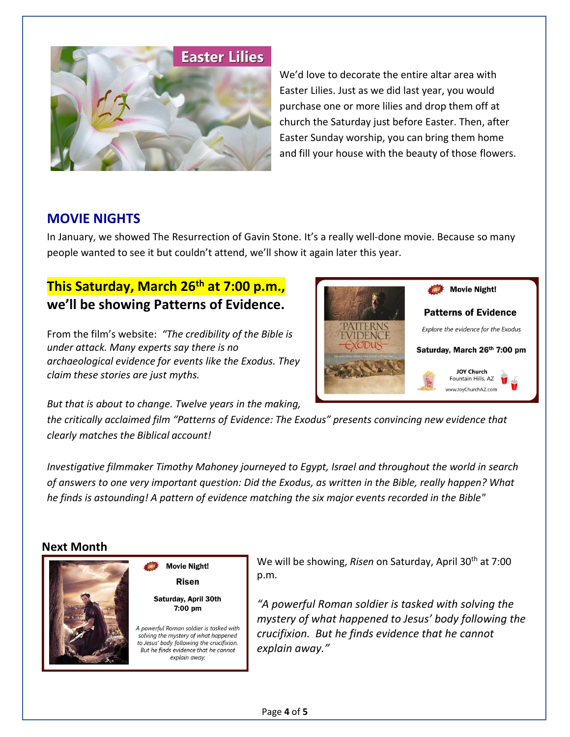We'd love to decorate the entire altar area with Easter Lilies. Just as we did last year, you would purchase one or more lilies and drop them off at church the Saturday just before Easter. Then, after Easter Sunday worship, you can bring them home and fill your house with the beauty of those flowers.

## MOVIE NIGHTS

In January, we showed The Resurrection of Gavin Stone. It's a really well-done movie. Because so many people wanted to see it but couldn't attend, we'll show it again later this year.

### This Saturday, March 26th at 7:00 p.m., we'll be showing Patterns of Evidence.

From the film's website: *"The credibility of the Bible is under attack. Many experts say there is no archaeological evidence for events like the Exodus. They claim these stories are just myths.*

*But that is about to change. Twelve years in the making, the critically acclaimed film "Patterns of Evidence: The Exodus" presents convincing new evidence that clearly matches the Biblical account!*

*Investigative filmmaker Timothy Mahoney journeyed to Egypt, Israel and throughout the world in search of answers to one very important question: Did the Exodus, as written in the Bible, really happen? What he finds is astounding! A pattern of evidence matching the six major events recorded in the Bible"*

### Next Month

We will be showing, *Risen* on Saturday, April 30th at 7:00 p.m.

*"A powerful Roman soldier is tasked with solving the mystery of what happened to Jesus' body following the crucifixion. But he finds evidence that he cannot explain away."*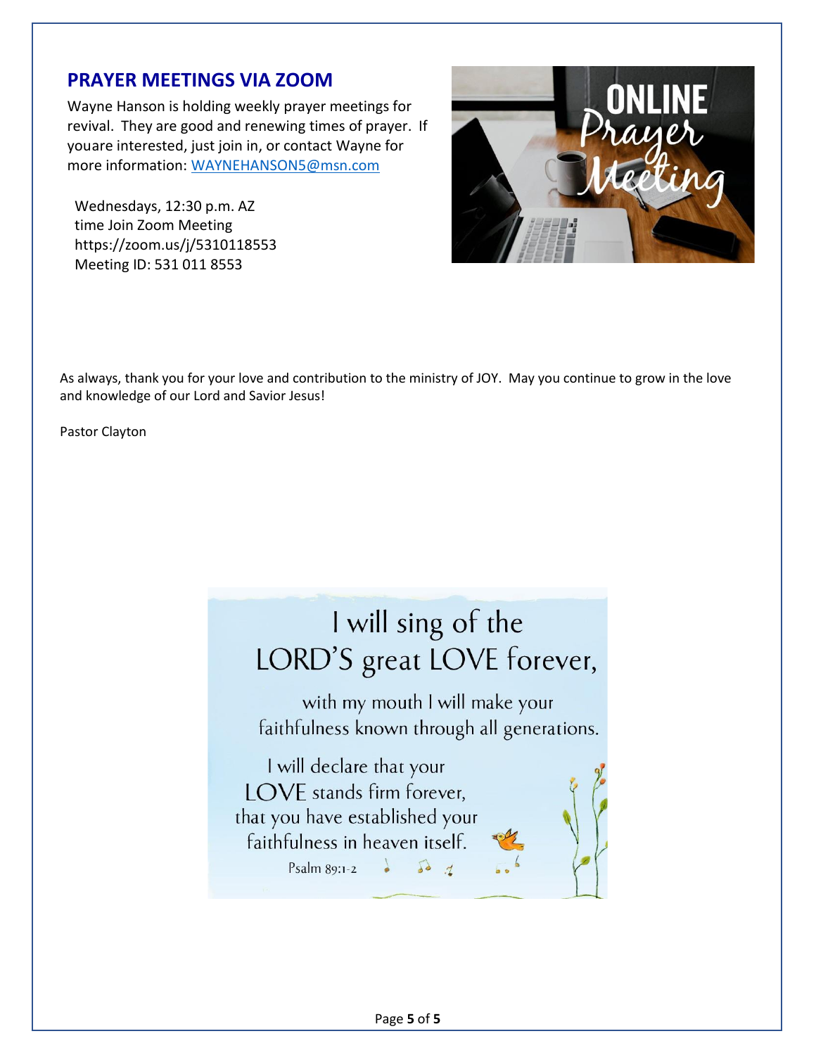## PRAYER MEETINGS VIA ZOOM

Wayne Hanson is holding weekly prayer meetings for revival. They are good and renewing times of prayer. If youare interested, just join in, or contact Wayne for more information: WAYNEHANSON5@msn.com

Wednesdays, 12:30 p.m. AZ
time Join Zoom Meeting
https://zoom.us/j/5310118553
Meeting ID: 531 011 8553

As always, thank you for your love and contribution to the ministry of JOY. May you continue to grow in the love and knowledge of our Lord and Savior Jesus!

Pastor Clayton